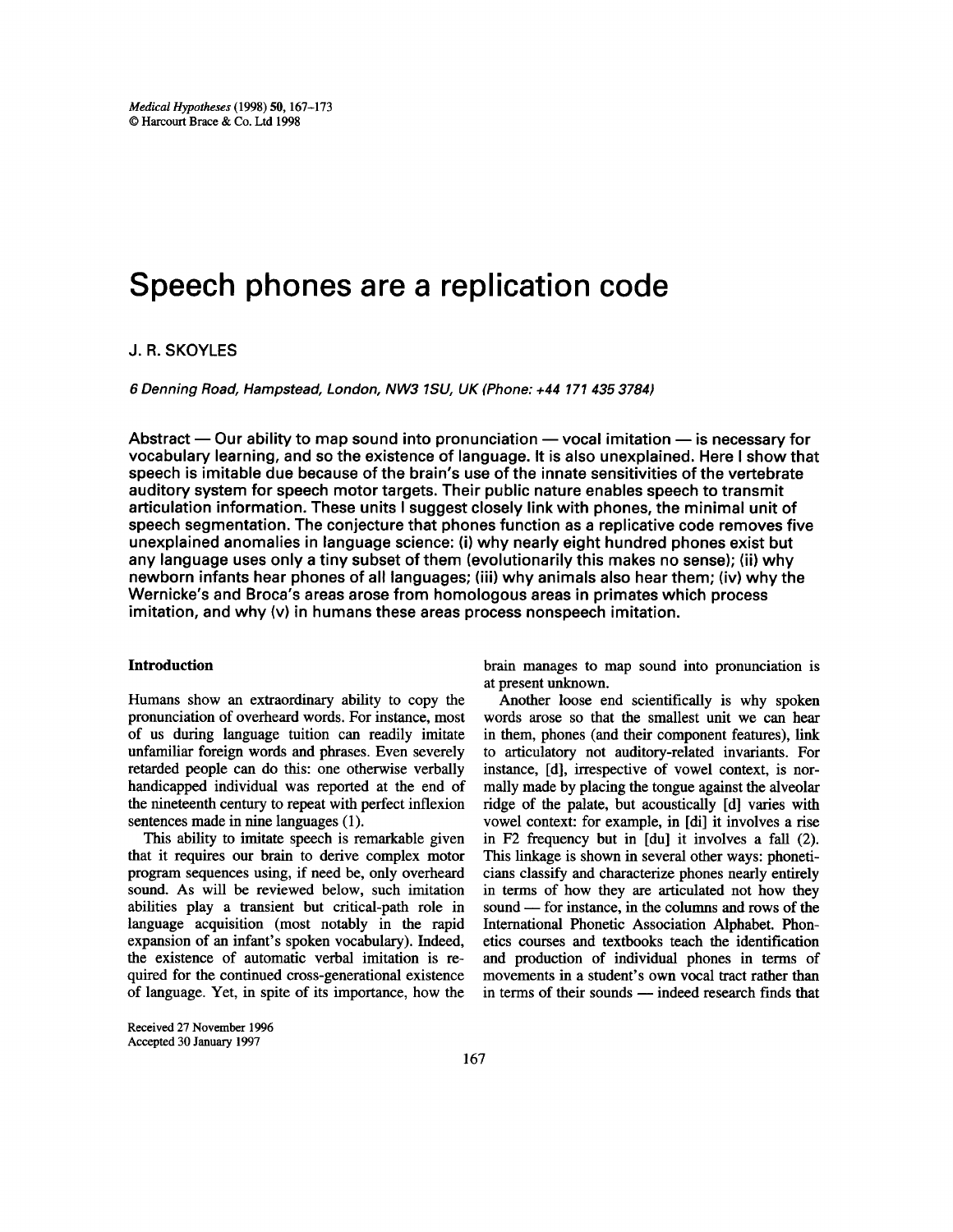# Speech phones are a replication code

J. R. SKOYLES

*6 Denning Road, Hampstead, London, NW3 1SU, UK (Phone: +44 171 435 3784)*

**Abstract — Our ability to map sound into pronunciation — vocal imitation — is necessary for vocabulary learning, and so the existence of language. It is also unexplained. Here I show that speech is imitable due because of the brain's use of the innate sensitivities of the vertebrate auditory system for speech motor targets. Their public nature enables speech to transmit articulation information. These units I suggest closely link with phones, the minimal unit of speech segmentation. The conjecture that phones function as a replicative code removes five unexplained anomalies in language science: (i) why nearly eight hundred phones exist but any language uses only a tiny subset of them (evolutionarily this makes no sense); (ii) why newborn infants hear phones of all languages; (iii) why animals also hear them; (iv) why the Wernicke's and Broca's areas arose from homologous areas in primates which process imitation, and why (v) in humans these areas process nonspeech imitation.**

## Introduction

Humans show an extraordinary ability to copy the pronunciation of overheard words. For instance, most of us during language tuition can readily imitate unfamiliar foreign words and phrases. Even severely retarded people can do this: one otherwise verbally handicapped individual was reported at the end of the nineteenth century to repeat with perfect inflexion sentences made in nine languages (1).

This ability to imitate speech is remarkable given that it requires our brain to derive complex motor program sequences using, if need be, only overheard sound. As will be reviewed below, such imitation abilities play a transient but critical-path role in language acquisition (most notably in the rapid expansion of an infant's spoken vocabulary). Indeed, the existence of automatic verbal imitation is required for the continued cross-generational existence of language. Yet, in spite of its importance, how the brain manages to map sound into pronunciation is at present unknown.

Another loose end scientifically is why spoken words arose so that the smallest unit we can hear in them, phones (and their component features), link to articulatory not auditory-related invariants. For instance, [d], irrespective of vowel context, is normally made by placing the tongue against the alveolar ridge of the palate, but acoustically [d] varies with vowel context: for example, in [di] it involves a rise in F2 frequency but in [du] it involves a fall (2). This linkage is shown in several other ways: phoneticians classify and characterize phones nearly entirely in terms of how they are articulated not how they sound — for instance, in the columns and rows of the International Phonetic Association Alphabet. Phonetics courses and textbooks teach the identification and production of individual phones in terms of movements in a student's own vocal tract rather than in terms of their sounds — indeed research finds that

Received 27 November 1996
Accepted 30 January 1997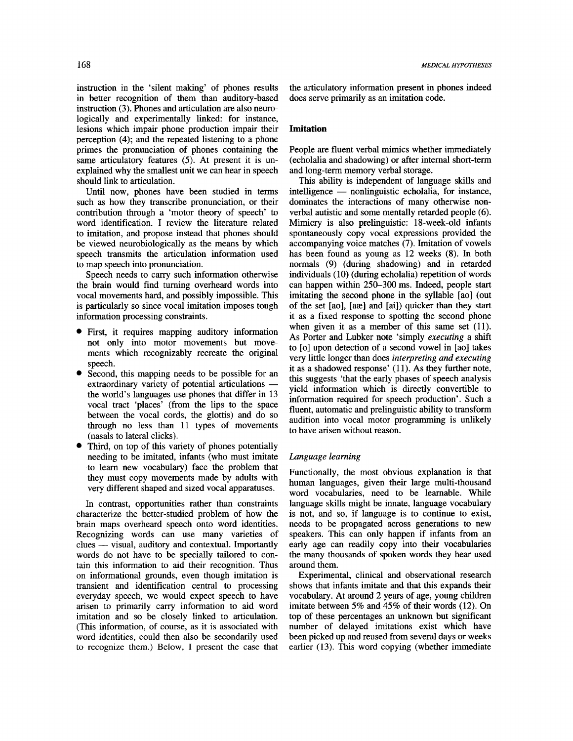instruction in the 'silent making' of phones results in better recognition of them than auditory-based instruction (3). Phones and articulation are also neurologically and experimentally linked: for instance, lesions which impair phone production impair their perception (4); and the repeated listening to a phone primes the pronunciation of phones containing the same articulatory features (5). At present it is unexplained why the smallest unit we can hear in speech should link to articulation.

Until now, phones have been studied in terms such as how they transcribe pronunciation, or their contribution through a 'motor theory of speech' to word identification. I review the literature related to imitation, and propose instead that phones should be viewed neurobiologically as the means by which speech transmits the articulation information used to map speech into pronunciation.

Speech needs to carry such information otherwise the brain would find turning overheard words into vocal movements hard, and possibly impossible. This is particularly so since vocal imitation imposes tough information processing constraints.

- First, it requires mapping auditory information not only into motor movements but movements which recognizably recreate the original speech.
- Second, this mapping needs to be possible for an extraordinary variety of potential articulations — the world's languages use phones that differ in 13 vocal tract 'places' (from the lips to the space between the vocal cords, the glottis) and do so through no less than 11 types of movements (nasals to lateral clicks).
- Third, on top of this variety of phones potentially needing to be imitated, infants (who must imitate to learn new vocabulary) face the problem that they must copy movements made by adults with very different shaped and sized vocal apparatuses.

In contrast, opportunities rather than constraints characterize the better-studied problem of how the brain maps overheard speech onto word identities. Recognizing words can use many varieties of clues — visual, auditory and contextual. Importantly words do not have to be specially tailored to contain this information to aid their recognition. Thus on informational grounds, even though imitation is transient and identification central to processing everyday speech, we would expect speech to have arisen to primarily carry information to aid word imitation and so be closely linked to articulation. (This information, of course, as it is associated with word identities, could then also be secondarily used to recognize them.) Below, I present the case that the articulatory information present in phones indeed does serve primarily as an imitation code.

## Imitation

People are fluent verbal mimics whether immediately (echolalia and shadowing) or after internal short-term and long-term memory verbal storage.

This ability is independent of language skills and intelligence — nonlinguistic echolalia, for instance, dominates the interactions of many otherwise nonverbal autistic and some mentally retarded people (6). Mimicry is also prelinguistic: 18-week-old infants spontaneously copy vocal expressions provided the accompanying voice matches (7). Imitation of vowels has been found as young as 12 weeks (8). In both normals (9) (during shadowing) and in retarded individuals (10) (during echolalia) repetition of words can happen within 250–300 ms. Indeed, people start imitating the second phone in the syllable [ao] (out of the set [ao], [aæ] and [ai]) quicker than they start it as a fixed response to spotting the second phone when given it as a member of this same set (11). As Porter and Lubker note 'simply *executing* a shift to [o] upon detection of a second vowel in [ao] takes very little longer than does *interpreting and executing* it as a shadowed response' (11). As they further note, this suggests 'that the early phases of speech analysis yield information which is directly convertible to information required for speech production'. Such a fluent, automatic and prelinguistic ability to transform audition into vocal motor programming is unlikely to have arisen without reason.

### *Language learning*

Functionally, the most obvious explanation is that human languages, given their large multi-thousand word vocabularies, need to be learnable. While language skills might be innate, language vocabulary is not, and so, if language is to continue to exist, needs to be propagated across generations to new speakers. This can only happen if infants from an early age can readily copy into their vocabularies the many thousands of spoken words they hear used around them.

Experimental, clinical and observational research shows that infants imitate and that this expands their vocabulary. At around 2 years of age, young children imitate between 5% and 45% of their words (12). On top of these percentages an unknown but significant number of delayed imitations exist which have been picked up and reused from several days or weeks earlier (13). This word copying (whether immediate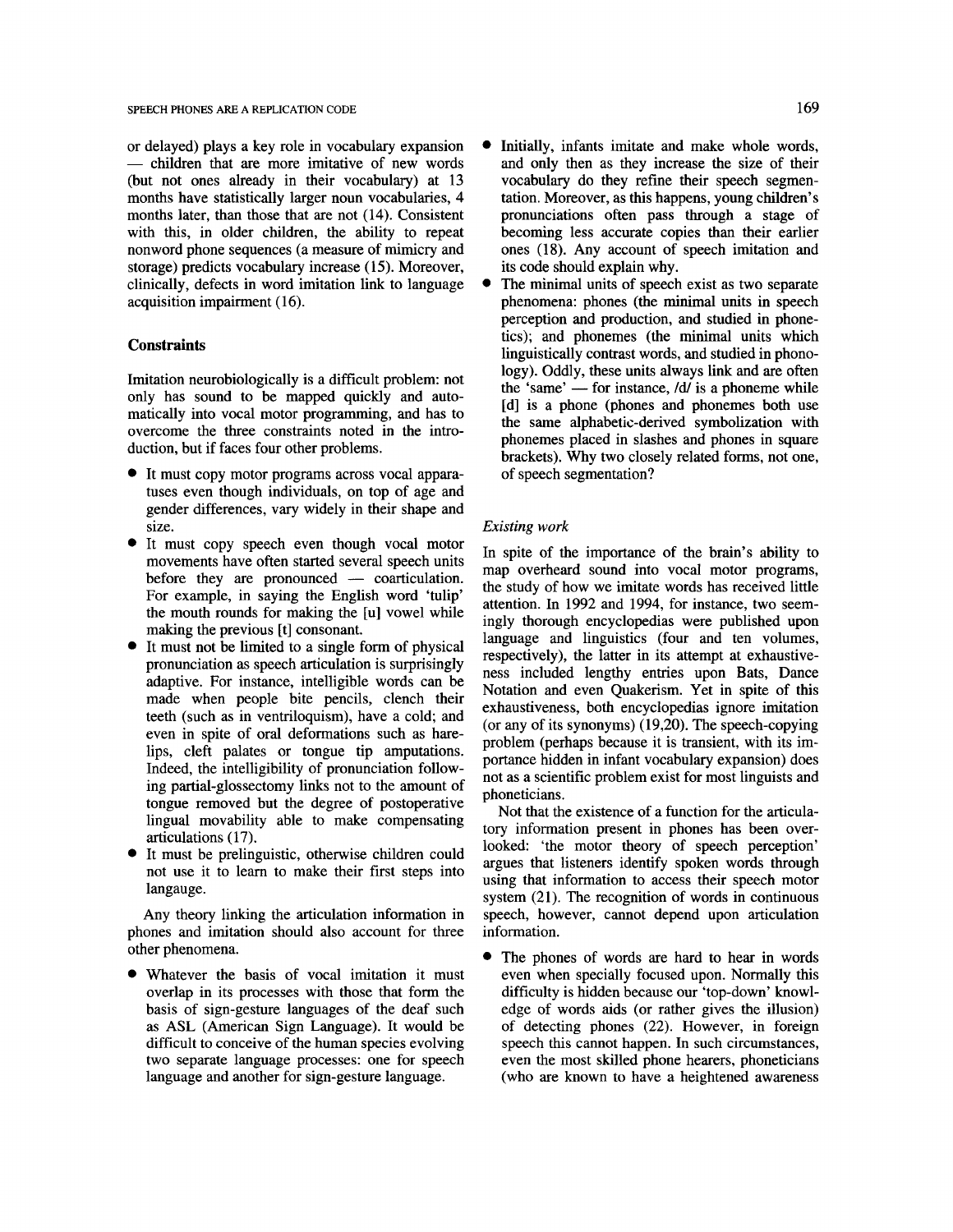or delayed) plays a key role in vocabulary expansion — children that are more imitative of new words (but not ones already in their vocabulary) at 13 months have statistically larger noun vocabularies, 4 months later, than those that are not (14). Consistent with this, in older children, the ability to repeat nonword phone sequences (a measure of mimicry and storage) predicts vocabulary increase (15). Moreover, clinically, defects in word imitation link to language acquisition impairment (16).

## Constraints

Imitation neurobiologically is a difficult problem: not only has sound to be mapped quickly and automatically into vocal motor programming, and has to overcome the three constraints noted in the introduction, but if faces four other problems.

- It must copy motor programs across vocal apparatuses even though individuals, on top of age and gender differences, vary widely in their shape and size.
- It must copy speech even though vocal motor movements have often started several speech units before they are pronounced — coarticulation. For example, in saying the English word 'tulip' the mouth rounds for making the [u] vowel while making the previous [t] consonant.
- It must not be limited to a single form of physical pronunciation as speech articulation is surprisingly adaptive. For instance, intelligible words can be made when people bite pencils, clench their teeth (such as in ventriloquism), have a cold; and even in spite of oral deformations such as hare-lips, cleft palates or tongue tip amputations. Indeed, the intelligibility of pronunciation following partial-glossectomy links not to the amount of tongue removed but the degree of postoperative lingual movability able to make compensating articulations (17).
- It must be prelinguistic, otherwise children could not use it to learn to make their first steps into langauge.

Any theory linking the articulation information in phones and imitation should also account for three other phenomena.

- Whatever the basis of vocal imitation it must overlap in its processes with those that form the basis of sign-gesture languages of the deaf such as ASL (American Sign Language). It would be difficult to conceive of the human species evolving two separate language processes: one for speech language and another for sign-gesture language.
- Initially, infants imitate and make whole words, and only then as they increase the size of their vocabulary do they refine their speech segmentation. Moreover, as this happens, young children's pronunciations often pass through a stage of becoming less accurate copies than their earlier ones (18). Any account of speech imitation and its code should explain why.
- The minimal units of speech exist as two separate phenomena: phones (the minimal units in speech perception and production, and studied in phonetics); and phonemes (the minimal units which linguistically contrast words, and studied in phonology). Oddly, these units always link and are often the 'same' — for instance, /d/ is a phoneme while [d] is a phone (phones and phonemes both use the same alphabetic-derived symbolization with phonemes placed in slashes and phones in square brackets). Why two closely related forms, not one, of speech segmentation?

### *Existing work*

In spite of the importance of the brain's ability to map overheard sound into vocal motor programs, the study of how we imitate words has received little attention. In 1992 and 1994, for instance, two seemingly thorough encyclopedias were published upon language and linguistics (four and ten volumes, respectively), the latter in its attempt at exhaustiveness included lengthy entries upon Bats, Dance Notation and even Quakerism. Yet in spite of this exhaustiveness, both encyclopedias ignore imitation (or any of its synonyms) (19,20). The speech-copying problem (perhaps because it is transient, with its importance hidden in infant vocabulary expansion) does not as a scientific problem exist for most linguists and phoneticians.

Not that the existence of a function for the articulatory information present in phones has been overlooked: 'the motor theory of speech perception' argues that listeners identify spoken words through using that information to access their speech motor system (21). The recognition of words in continuous speech, however, cannot depend upon articulation information.

- The phones of words are hard to hear in words even when specially focused upon. Normally this difficulty is hidden because our 'top-down' knowledge of words aids (or rather gives the illusion) of detecting phones (22). However, in foreign speech this cannot happen. In such circumstances, even the most skilled phone hearers, phoneticians (who are known to have a heightened awareness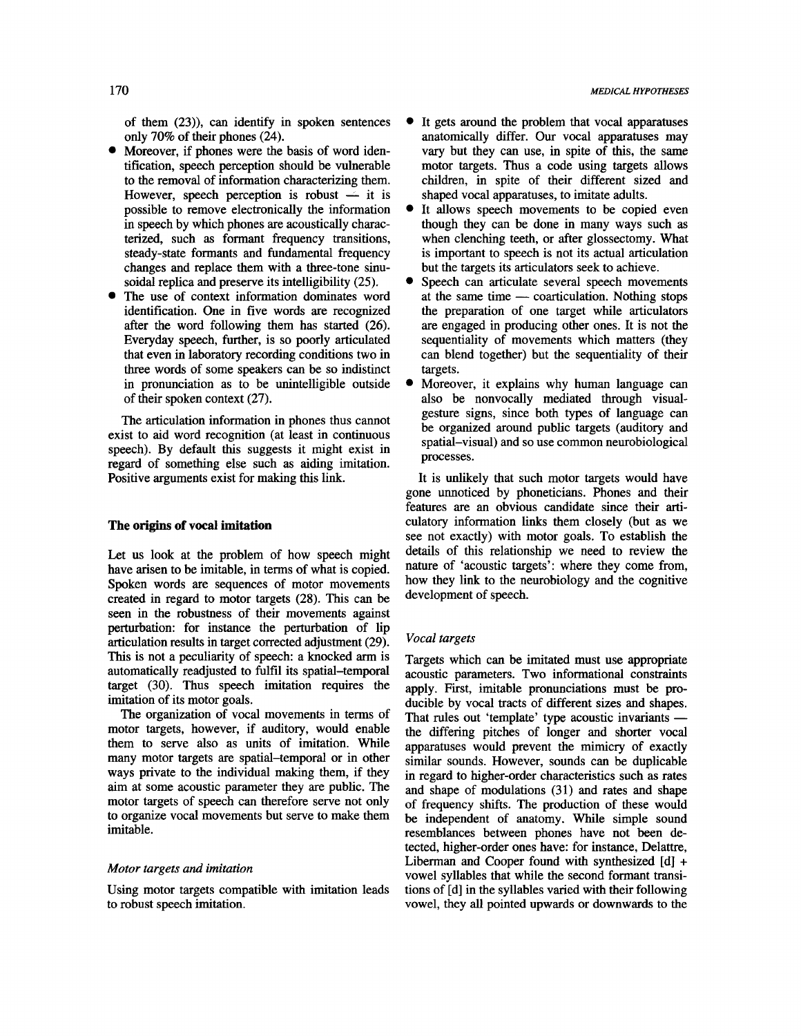of them (23)), can identify in spoken sentences only 70% of their phones (24).

- Moreover, if phones were the basis of word identification, speech perception should be vulnerable to the removal of information characterizing them. However, speech perception is robust — it is possible to remove electronically the information in speech by which phones are acoustically characterized, such as formant frequency transitions, steady-state formants and fundamental frequency changes and replace them with a three-tone sinusoidal replica and preserve its intelligibility (25).
- The use of context information dominates word identification. One in five words are recognized after the word following them has started (26). Everyday speech, further, is so poorly articulated that even in laboratory recording conditions two in three words of some speakers can be so indistinct in pronunciation as to be unintelligible outside of their spoken context (27).

The articulation information in phones thus cannot exist to aid word recognition (at least in continuous speech). By default this suggests it might exist in regard of something else such as aiding imitation. Positive arguments exist for making this link.

## The origins of vocal imitation

Let us look at the problem of how speech might have arisen to be imitable, in terms of what is copied. Spoken words are sequences of motor movements created in regard to motor targets (28). This can be seen in the robustness of their movements against perturbation: for instance the perturbation of lip articulation results in target corrected adjustment (29). This is not a peculiarity of speech: a knocked arm is automatically readjusted to fulfil its spatial–temporal target (30). Thus speech imitation requires the imitation of its motor goals.

The organization of vocal movements in terms of motor targets, however, if auditory, would enable them to serve also as units of imitation. While many motor targets are spatial–temporal or in other ways private to the individual making them, if they aim at some acoustic parameter they are public. The motor targets of speech can therefore serve not only to organize vocal movements but serve to make them imitable.

### *Motor targets and imitation*

Using motor targets compatible with imitation leads to robust speech imitation.

- It gets around the problem that vocal apparatuses anatomically differ. Our vocal apparatuses may vary but they can use, in spite of this, the same motor targets. Thus a code using targets allows children, in spite of their different sized and shaped vocal apparatuses, to imitate adults.
- It allows speech movements to be copied even though they can be done in many ways such as when clenching teeth, or after glossectomy. What is important to speech is not its actual articulation but the targets its articulators seek to achieve.
- Speech can articulate several speech movements at the same time — coarticulation. Nothing stops the preparation of one target while articulators are engaged in producing other ones. It is not the sequentiality of movements which matters (they can blend together) but the sequentiality of their targets.
- Moreover, it explains why human language can also be nonvocally mediated through visual-gesture signs, since both types of language can be organized around public targets (auditory and spatial–visual) and so use common neurobiological processes.

It is unlikely that such motor targets would have gone unnoticed by phoneticians. Phones and their features are an obvious candidate since their articulatory information links them closely (but as we see not exactly) with motor goals. To establish the details of this relationship we need to review the nature of 'acoustic targets': where they come from, how they link to the neurobiology and the cognitive development of speech.

### *Vocal targets*

Targets which can be imitated must use appropriate acoustic parameters. Two informational constraints apply. First, imitable pronunciations must be producible by vocal tracts of different sizes and shapes. That rules out 'template' type acoustic invariants — the differing pitches of longer and shorter vocal apparatuses would prevent the mimicry of exactly similar sounds. However, sounds can be duplicable in regard to higher-order characteristics such as rates and shape of modulations (31) and rates and shape of frequency shifts. The production of these would be independent of anatomy. While simple sound resemblances between phones have not been detected, higher-order ones have: for instance, Delattre, Liberman and Cooper found with synthesized [d] + vowel syllables that while the second formant transitions of [d] in the syllables varied with their following vowel, they all pointed upwards or downwards to the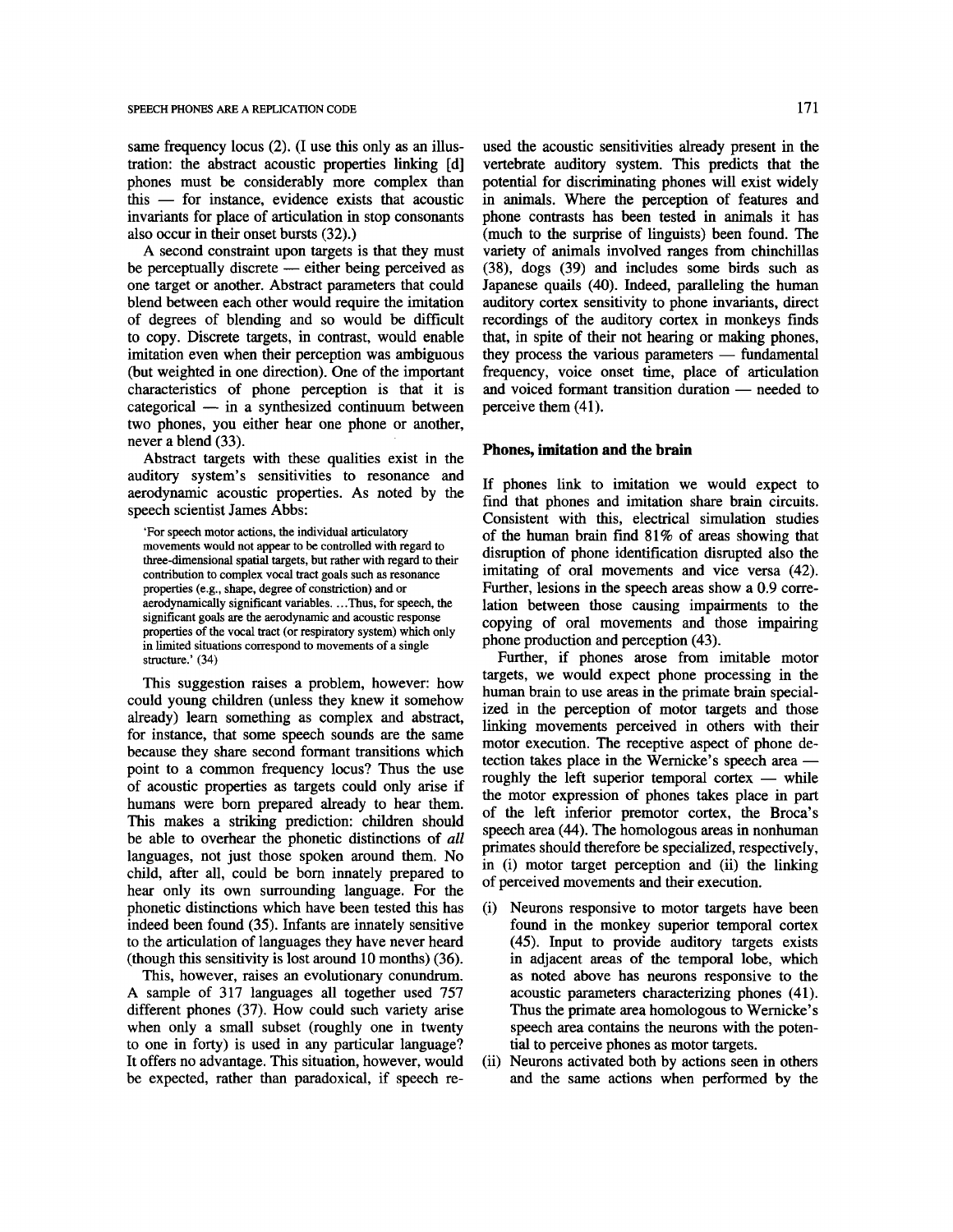same frequency locus (2). (I use this only as an illustration: the abstract acoustic properties linking [d] phones must be considerably more complex than this — for instance, evidence exists that acoustic invariants for place of articulation in stop consonants also occur in their onset bursts (32).)

A second constraint upon targets is that they must be perceptually discrete — either being perceived as one target or another. Abstract parameters that could blend between each other would require the imitation of degrees of blending and so would be difficult to copy. Discrete targets, in contrast, would enable imitation even when their perception was ambiguous (but weighted in one direction). One of the important characteristics of phone perception is that it is categorical — in a synthesized continuum between two phones, you either hear one phone or another, never a blend (33).

Abstract targets with these qualities exist in the auditory system's sensitivities to resonance and aerodynamic acoustic properties. As noted by the speech scientist James Abbs:

> 'For speech motor actions, the individual articulatory movements would not appear to be controlled with regard to three-dimensional spatial targets, but rather with regard to their contribution to complex vocal tract goals such as resonance properties (e.g., shape, degree of constriction) and or aerodynamically significant variables. ...Thus, for speech, the significant goals are the aerodynamic and acoustic response properties of the vocal tract (or respiratory system) which only in limited situations correspond to movements of a single structure.' (34)

This suggestion raises a problem, however: how could young children (unless they knew it somehow already) learn something as complex and abstract, for instance, that some speech sounds are the same because they share second formant transitions which point to a common frequency locus? Thus the use of acoustic properties as targets could only arise if humans were born prepared already to hear them. This makes a striking prediction: children should be able to overhear the phonetic distinctions of *all* languages, not just those spoken around them. No child, after all, could be born innately prepared to hear only its own surrounding language. For the phonetic distinctions which have been tested this has indeed been found (35). Infants are innately sensitive to the articulation of languages they have never heard (though this sensitivity is lost around 10 months) (36).

This, however, raises an evolutionary conundrum. A sample of 317 languages all together used 757 different phones (37). How could such variety arise when only a small subset (roughly one in twenty to one in forty) is used in any particular language? It offers no advantage. This situation, however, would be expected, rather than paradoxical, if speech reused the acoustic sensitivities already present in the vertebrate auditory system. This predicts that the potential for discriminating phones will exist widely in animals. Where the perception of features and phone contrasts has been tested in animals it has (much to the surprise of linguists) been found. The variety of animals involved ranges from chinchillas (38), dogs (39) and includes some birds such as Japanese quails (40). Indeed, paralleling the human auditory cortex sensitivity to phone invariants, direct recordings of the auditory cortex in monkeys finds that, in spite of their not hearing or making phones, they process the various parameters — fundamental frequency, voice onset time, place of articulation and voiced formant transition duration — needed to perceive them (41).

## Phones, imitation and the brain

If phones link to imitation we would expect to find that phones and imitation share brain circuits. Consistent with this, electrical simulation studies of the human brain find 81% of areas showing that disruption of phone identification disrupted also the imitating of oral movements and vice versa (42). Further, lesions in the speech areas show a 0.9 correlation between those causing impairments to the copying of oral movements and those impairing phone production and perception (43).

Further, if phones arose from imitable motor targets, we would expect phone processing in the human brain to use areas in the primate brain specialized in the perception of motor targets and those linking movements perceived in others with their motor execution. The receptive aspect of phone detection takes place in the Wernicke's speech area — roughly the left superior temporal cortex — while the motor expression of phones takes place in part of the left inferior premotor cortex, the Broca's speech area (44). The homologous areas in nonhuman primates should therefore be specialized, respectively, in (i) motor target perception and (ii) the linking of perceived movements and their execution.

(i) Neurons responsive to motor targets have been found in the monkey superior temporal cortex (45). Input to provide auditory targets exists in adjacent areas of the temporal lobe, which as noted above has neurons responsive to the acoustic parameters characterizing phones (41). Thus the primate area homologous to Wernicke's speech area contains the neurons with the potential to perceive phones as motor targets.

(ii) Neurons activated both by actions seen in others and the same actions when performed by the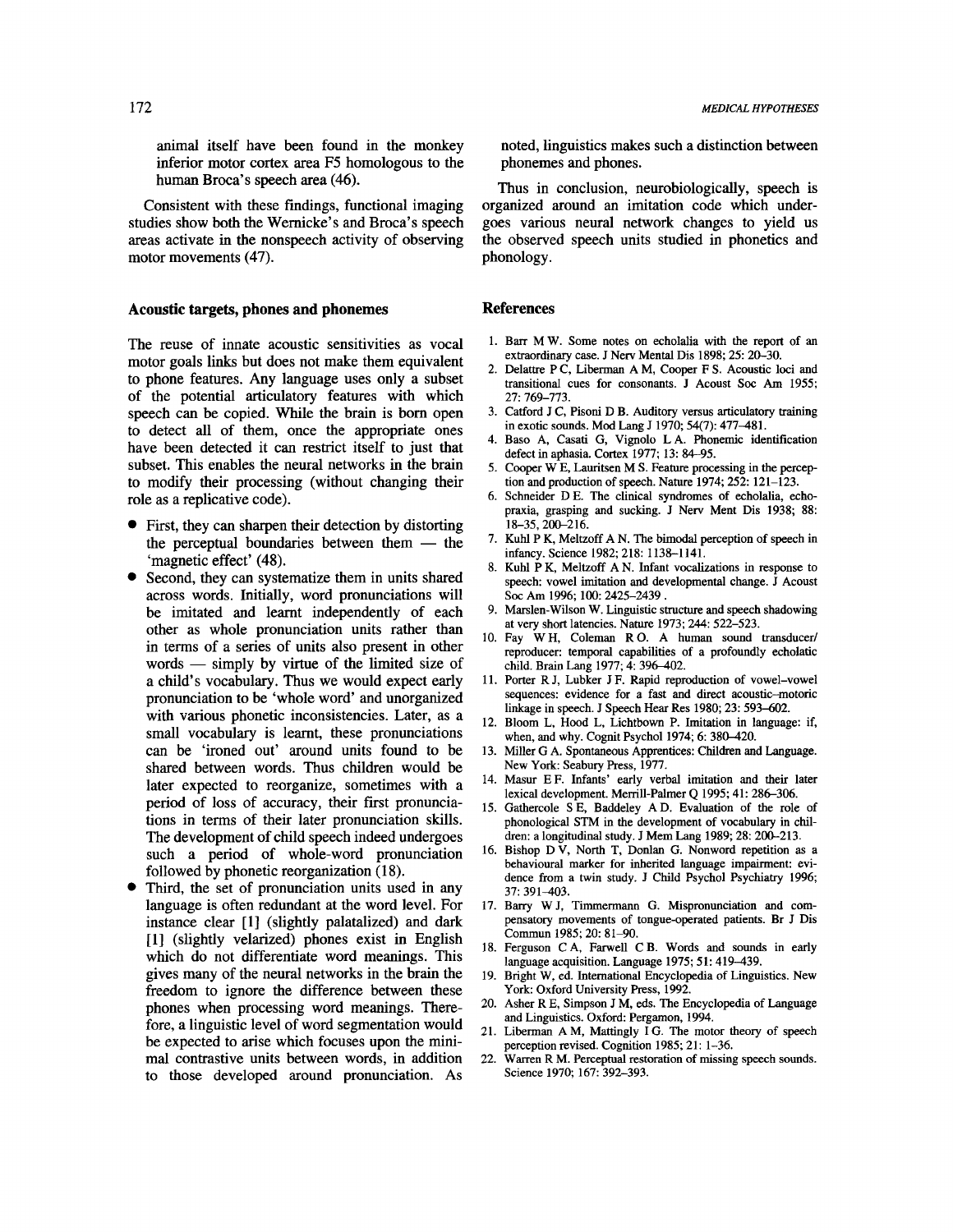animal itself have been found in the monkey inferior motor cortex area F5 homologous to the human Broca's speech area (46).

Consistent with these findings, functional imaging studies show both the Wernicke's and Broca's speech areas activate in the nonspeech activity of observing motor movements (47).

## Acoustic targets, phones and phonemes

The reuse of innate acoustic sensitivities as vocal motor goals links but does not make them equivalent to phone features. Any language uses only a subset of the potential articulatory features with which speech can be copied. While the brain is born open to detect all of them, once the appropriate ones have been detected it can restrict itself to just that subset. This enables the neural networks in the brain to modify their processing (without changing their role as a replicative code).

- First, they can sharpen their detection by distorting the perceptual boundaries between them — the 'magnetic effect' (48).
- Second, they can systematize them in units shared across words. Initially, word pronunciations will be imitated and learnt independently of each other as whole pronunciation units rather than in terms of a series of units also present in other words — simply by virtue of the limited size of a child's vocabulary. Thus we would expect early pronunciation to be 'whole word' and unorganized with various phonetic inconsistencies. Later, as a small vocabulary is learnt, these pronunciations can be 'ironed out' around units found to be shared between words. Thus children would be later expected to reorganize, sometimes with a period of loss of accuracy, their first pronunciations in terms of their later pronunciation skills. The development of child speech indeed undergoes such a period of whole-word pronunciation followed by phonetic reorganization (18).
- Third, the set of pronunciation units used in any language is often redundant at the word level. For instance clear [l] (slightly palatalized) and dark [l] (slightly velarized) phones exist in English which do not differentiate word meanings. This gives many of the neural networks in the brain the freedom to ignore the difference between these phones when processing word meanings. Therefore, a linguistic level of word segmentation would be expected to arise which focuses upon the minimal contrastive units between words, in addition to those developed around pronunciation. As noted, linguistics makes such a distinction between phonemes and phones.

Thus in conclusion, neurobiologically, speech is organized around an imitation code which undergoes various neural network changes to yield us the observed speech units studied in phonetics and phonology.

## References

1. Barr M W. Some notes on echolalia with the report of an extraordinary case. J Nerv Mental Dis 1898; 25: 20–30.
2. Delattre P C, Liberman A M, Cooper F S. Acoustic loci and transitional cues for consonants. J Acoust Soc Am 1955; 27: 769–773.
3. Catford J C, Pisoni D B. Auditory versus articulatory training in exotic sounds. Mod Lang J 1970; 54(7): 477–481.
4. Baso A, Casati G, Vignolo L A. Phonemic identification defect in aphasia. Cortex 1977; 13: 84–95.
5. Cooper W E, Lauritsen M S. Feature processing in the perception and production of speech. Nature 1974; 252: 121–123.
6. Schneider D E. The clinical syndromes of echolalia, echopraxia, grasping and sucking. J Nerv Ment Dis 1938; 88: 18–35, 200–216.
7. Kuhl P K, Meltzoff A N. The bimodal perception of speech in infancy. Science 1982; 218: 1138–1141.
8. Kuhl P K, Meltzoff A N. Infant vocalizations in response to speech: vowel imitation and developmental change. J Acoust Soc Am 1996; 100: 2425–2439 .
9. Marslen-Wilson W. Linguistic structure and speech shadowing at very short latencies. Nature 1973; 244: 522–523.
10. Fay W H, Coleman R O. A human sound transducer/reproducer: temporal capabilities of a profoundly echolatic child. Brain Lang 1977; 4: 396–402.
11. Porter R J, Lubker J F. Rapid reproduction of vowel–vowel sequences: evidence for a fast and direct acoustic–motoric linkage in speech. J Speech Hear Res 1980; 23: 593–602.
12. Bloom L, Hood L, Lichtbown P. Imitation in language: if, when, and why. Cognit Psychol 1974; 6: 380–420.
13. Miller G A. Spontaneous Apprentices: Children and Language. New York: Seabury Press, 1977.
14. Masur E F. Infants' early verbal imitation and their later lexical development. Merrill-Palmer Q 1995; 41: 286–306.
15. Gathercole S E, Baddeley A D. Evaluation of the role of phonological STM in the development of vocabulary in children: a longitudinal study. J Mem Lang 1989; 28: 200–213.
16. Bishop D V, North T, Donlan G. Nonword repetition as a behavioural marker for inherited language impairment: evidence from a twin study. J Child Psychol Psychiatry 1996; 37: 391–403.
17. Barry W J, Timmermann G. Mispronunciation and compensatory movements of tongue-operated patients. Br J Dis Commun 1985; 20: 81–90.
18. Ferguson C A, Farwell C B. Words and sounds in early language acquisition. Language 1975; 51: 419–439.
19. Bright W, ed. International Encyclopedia of Linguistics. New York: Oxford University Press, 1992.
20. Asher R E, Simpson J M, eds. The Encyclopedia of Language and Linguistics. Oxford: Pergamon, 1994.
21. Liberman A M, Mattingly I G. The motor theory of speech perception revised. Cognition 1985; 21: 1–36.
22. Warren R M. Perceptual restoration of missing speech sounds. Science 1970; 167: 392–393.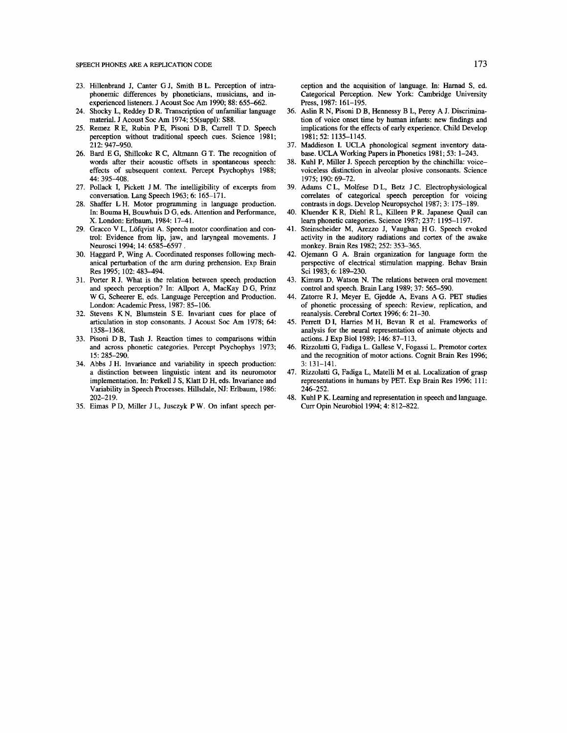23. Hillenbrand J, Canter G J, Smith B L. Perception of intraphonemic differences by phoneticians, musicians, and inexperienced listeners. J Acoust Soc Am 1990; 88: 655–662.
24. Shocky L, Reddey D R. Transcription of unfamiliar language material. J Acoust Soc Am 1974; 55(suppl): S88.
25. Remez R E, Rubin P E, Pisoni D B, Carrell T D. Speech perception without traditional speech cues. Science 1981; 212: 947–950.
26. Bard E G, Shillcokc R C, Altmann G T. The recognition of words after their acoustic offsets in spontaneous speech: effects of subsequent context. Percept Psychophys 1988; 44: 395–408.
27. Pollack I, Pickett J M. The intelligibility of excerpts from conversation. Lang Speech 1963; 6: 165–171.
28. Shaffer L H. Motor programming in language production. In: Bouma H, Bouwhuis D G, eds. Attention and Performance, X. London: Erlbaum, 1984: 17–41.
29. Gracco V L, Löfqvist A. Speech motor coordination and control: Evidence from lip, jaw, and laryngeal movements. J Neurosci 1994; 14: 6585–6597.
30. Haggard P, Wing A. Coordinated responses following mechanical perturbation of the arm during prehension. Exp Brain Res 1995; 102: 483–494.
31. Porter R J. What is the relation between speech production and speech perception? In: Allport A, MacKay D G, Prinz W G, Scheerer E, eds. Language Perception and Production. London: Academic Press, 1987: 85–106.
32. Stevens K N, Blumstein S E. Invariant cues for place of articulation in stop consonants. J Acoust Soc Am 1978; 64: 1358–1368.
33. Pisoni D B, Tash J. Reaction times to comparisons within and across phonetic categories. Percept Psychophys 1973; 15: 285–290.
34. Abbs J H. Invariance and variability in speech production: a distinction between linguistic intent and its neuromotor implementation. In: Perkell J S, Klatt D H, eds. Invariance and Variability in Speech Processes. Hillsdale, NJ: Erlbaum, 1986: 202–219.
35. Eimas P D, Miller J L, Jusczyk P W. On infant speech perception and the acquisition of language. In: Harnad S, ed. Categorical Perception. New York: Cambridge University Press, 1987: 161–195.
36. Aslin R N, Pisoni D B, Hennessy B L, Perey A J. Discrimination of voice onset time by human infants: new findings and implications for the effects of early experience. Child Develop 1981; 52: 1135–1145.
37. Maddieson I. UCLA phonological segment inventory database. UCLA Working Papers in Phonetics 1981; 53: 1–243.
38. Kuhl P, Miller J. Speech perception by the chinchilla: voice–voiceless distinction in alveolar plosive consonants. Science 1975; 190: 69–72.
39. Adams C L, Molfese D L, Betz J C. Electrophysiological correlates of categorical speech perception for voicing contrasts in dogs. Develop Neuropsychol 1987; 3: 175–189.
40. Kluender K R, Diehl R L, Killeen P R. Japanese Quail can learn phonetic categories. Science 1987; 237: 1195–1197.
41. Steinscheider M, Arezzo J, Vaughan H G. Speech evoked activity in the auditory radiations and cortex of the awake monkey. Brain Res 1982; 252: 353–365.
42. Ojemann G A. Brain organization for language form the perspective of electrical stimulation mapping. Behav Brain Sci 1983; 6: 189–230.
43. Kimura D, Watson N. The relations between oral movement control and speech. Brain Lang 1989; 37: 565–590.
44. Zatorre R J, Meyer E, Gjedde A, Evans A G. PET studies of phonetic processing of speech: Review, replication, and reanalysis. Cerebral Cortex 1996; 6: 21–30.
45. Perrett D I, Harries M H, Bevan R et al. Frameworks of analysis for the neural representation of animate objects and actions. J Exp Biol 1989; 146: 87–113.
46. Rizzolatti G, Fadiga L. Gallese V, Fogassi L. Premotor cortex and the recognition of motor actions. Cognit Brain Res 1996; 3: 131–141.
47. Rizzolatti G, Fadiga L, Matelli M et al. Localization of grasp representations in humans by PET. Exp Brain Res 1996; 111: 246–252.
48. Kuhl P K. Learning and representation in speech and language. Curr Opin Neurobiol 1994; 4: 812–822.